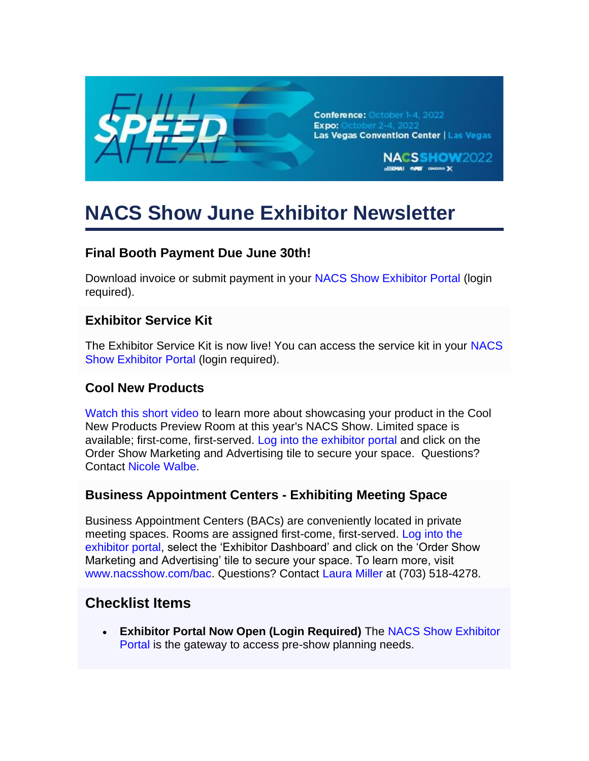Conference: October 1-4, 2022
Expo: October 2-4, 2022
Las Vegas Convention Center | Las Vegas

NACS SHOW 2022

# NACS Show June Exhibitor Newsletter

### Final Booth Payment Due June 30th!

Download invoice or submit payment in your NACS Show Exhibitor Portal (login required).

### Exhibitor Service Kit

The Exhibitor Service Kit is now live! You can access the service kit in your NACS Show Exhibitor Portal (login required).

### Cool New Products

Watch this short video to learn more about showcasing your product in the Cool New Products Preview Room at this year's NACS Show. Limited space is available; first-come, first-served. Log into the exhibitor portal and click on the Order Show Marketing and Advertising tile to secure your space. Questions? Contact Nicole Walbe.

### Business Appointment Centers - Exhibiting Meeting Space

Business Appointment Centers (BACs) are conveniently located in private meeting spaces. Rooms are assigned first-come, first-served. Log into the exhibitor portal, select the 'Exhibitor Dashboard' and click on the 'Order Show Marketing and Advertising' tile to secure your space. To learn more, visit www.nacsshow.com/bac. Questions? Contact Laura Miller at (703) 518-4278.

## Checklist Items

- **Exhibitor Portal Now Open (Login Required)** The NACS Show Exhibitor Portal is the gateway to access pre-show planning needs.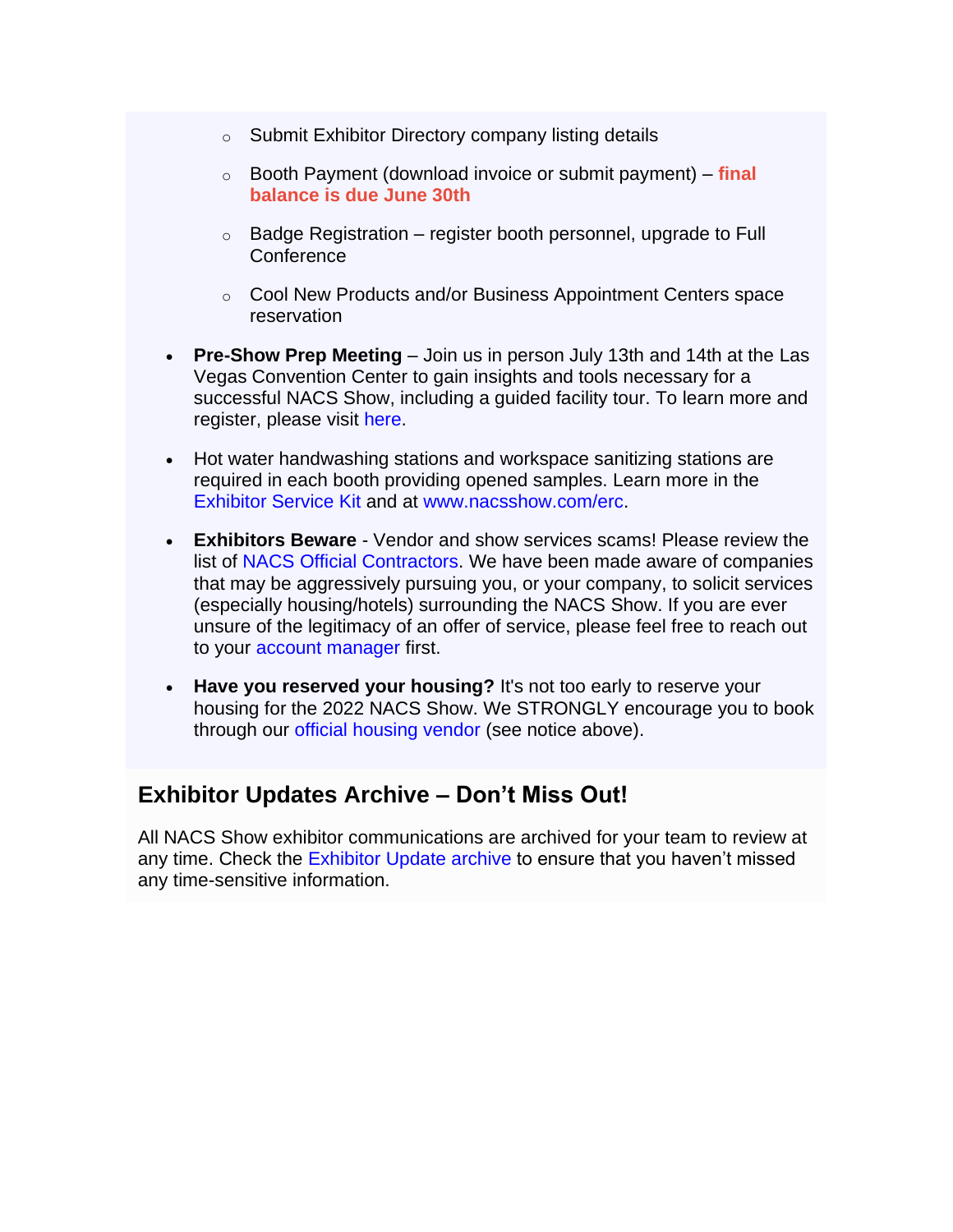- Submit Exhibitor Directory company listing details
    - Booth Payment (download invoice or submit payment) – **final balance is due June 30th**
    - Badge Registration – register booth personnel, upgrade to Full Conference
    - Cool New Products and/or Business Appointment Centers space reservation

- **Pre-Show Prep Meeting** – Join us in person July 13th and 14th at the Las Vegas Convention Center to gain insights and tools necessary for a successful NACS Show, including a guided facility tour. To learn more and register, please visit here.
- Hot water handwashing stations and workspace sanitizing stations are required in each booth providing opened samples. Learn more in the Exhibitor Service Kit and at www.nacsshow.com/erc.
- **Exhibitors Beware** - Vendor and show services scams! Please review the list of NACS Official Contractors. We have been made aware of companies that may be aggressively pursuing you, or your company, to solicit services (especially housing/hotels) surrounding the NACS Show. If you are ever unsure of the legitimacy of an offer of service, please feel free to reach out to your account manager first.
- **Have you reserved your housing?** It's not too early to reserve your housing for the 2022 NACS Show. We STRONGLY encourage you to book through our official housing vendor (see notice above).

## Exhibitor Updates Archive – Don't Miss Out!

All NACS Show exhibitor communications are archived for your team to review at any time. Check the Exhibitor Update archive to ensure that you haven't missed any time-sensitive information.